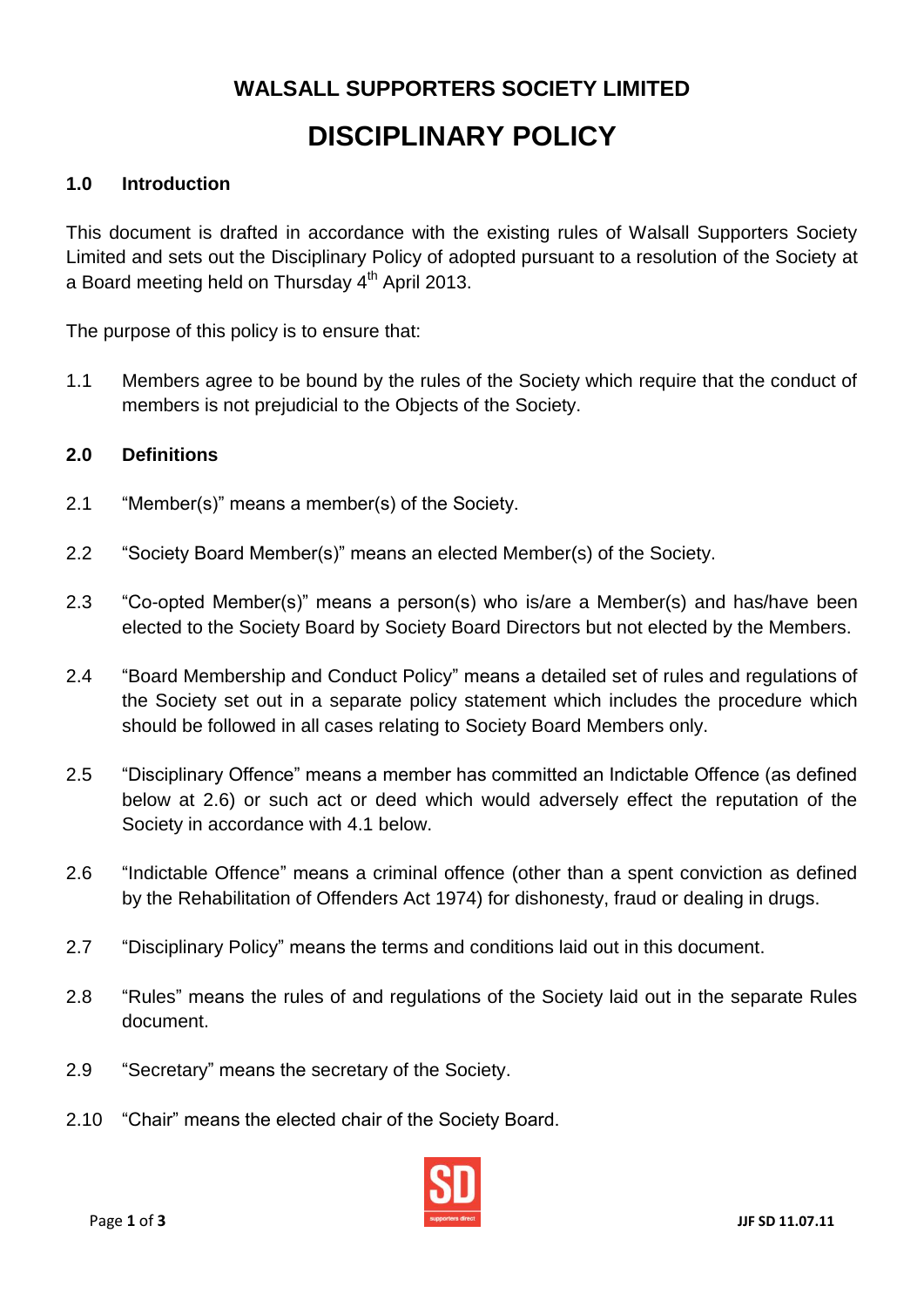# WALSALL SUPPORTERS SOCIETY LIMITED

# DISCIPLINARY POLICY

## 1.0 Introduction

This document is drafted in accordance with the existing rules of Walsall Supporters Society Limited and sets out the Disciplinary Policy of adopted pursuant to a resolution of the Society at a Board meeting held on Thursday 4th April 2013.

The purpose of this policy is to ensure that:

1.1 Members agree to be bound by the rules of the Society which require that the conduct of members is not prejudicial to the Objects of the Society.

## 2.0 Definitions

2.1 "Member(s)" means a member(s) of the Society.

2.2 "Society Board Member(s)" means an elected Member(s) of the Society.

2.3 "Co-opted Member(s)" means a person(s) who is/are a Member(s) and has/have been elected to the Society Board by Society Board Directors but not elected by the Members.

2.4 "Board Membership and Conduct Policy" means a detailed set of rules and regulations of the Society set out in a separate policy statement which includes the procedure which should be followed in all cases relating to Society Board Members only.

2.5 "Disciplinary Offence" means a member has committed an Indictable Offence (as defined below at 2.6) or such act or deed which would adversely effect the reputation of the Society in accordance with 4.1 below.

2.6 "Indictable Offence" means a criminal offence (other than a spent conviction as defined by the Rehabilitation of Offenders Act 1974) for dishonesty, fraud or dealing in drugs.

2.7 "Disciplinary Policy" means the terms and conditions laid out in this document.

2.8 "Rules" means the rules of and regulations of the Society laid out in the separate Rules document.

2.9 "Secretary" means the secretary of the Society.

2.10 "Chair" means the elected chair of the Society Board.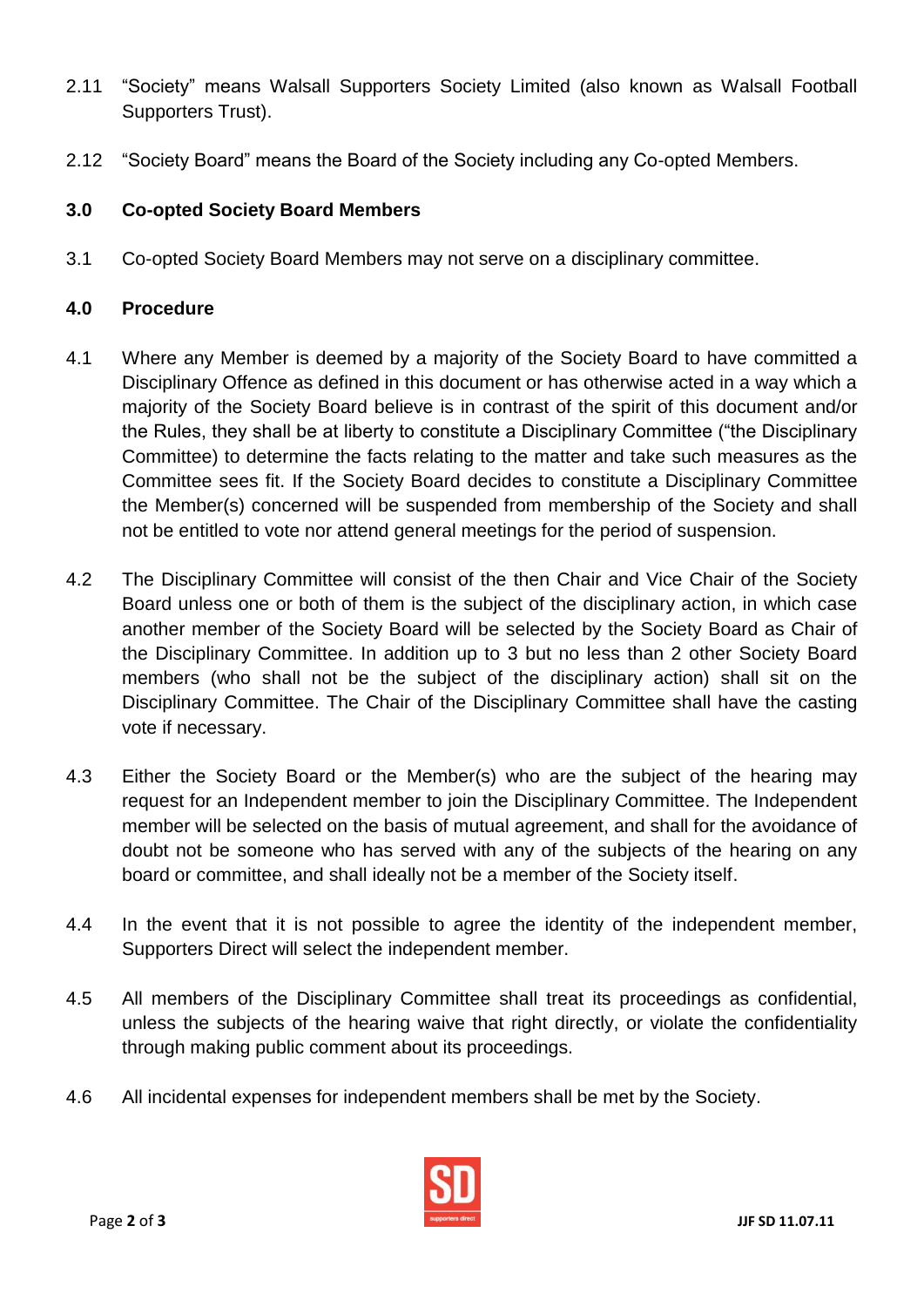2.11 "Society" means Walsall Supporters Society Limited (also known as Walsall Football Supporters Trust).

2.12 "Society Board" means the Board of the Society including any Co-opted Members.

### 3.0 Co-opted Society Board Members

3.1 Co-opted Society Board Members may not serve on a disciplinary committee.

### 4.0 Procedure

4.1 Where any Member is deemed by a majority of the Society Board to have committed a Disciplinary Offence as defined in this document or has otherwise acted in a way which a majority of the Society Board believe is in contrast of the spirit of this document and/or the Rules, they shall be at liberty to constitute a Disciplinary Committee ("the Disciplinary Committee) to determine the facts relating to the matter and take such measures as the Committee sees fit. If the Society Board decides to constitute a Disciplinary Committee the Member(s) concerned will be suspended from membership of the Society and shall not be entitled to vote nor attend general meetings for the period of suspension.

4.2 The Disciplinary Committee will consist of the then Chair and Vice Chair of the Society Board unless one or both of them is the subject of the disciplinary action, in which case another member of the Society Board will be selected by the Society Board as Chair of the Disciplinary Committee. In addition up to 3 but no less than 2 other Society Board members (who shall not be the subject of the disciplinary action) shall sit on the Disciplinary Committee. The Chair of the Disciplinary Committee shall have the casting vote if necessary.

4.3 Either the Society Board or the Member(s) who are the subject of the hearing may request for an Independent member to join the Disciplinary Committee. The Independent member will be selected on the basis of mutual agreement, and shall for the avoidance of doubt not be someone who has served with any of the subjects of the hearing on any board or committee, and shall ideally not be a member of the Society itself.

4.4 In the event that it is not possible to agree the identity of the independent member, Supporters Direct will select the independent member.

4.5 All members of the Disciplinary Committee shall treat its proceedings as confidential, unless the subjects of the hearing waive that right directly, or violate the confidentiality through making public comment about its proceedings.

4.6 All incidental expenses for independent members shall be met by the Society.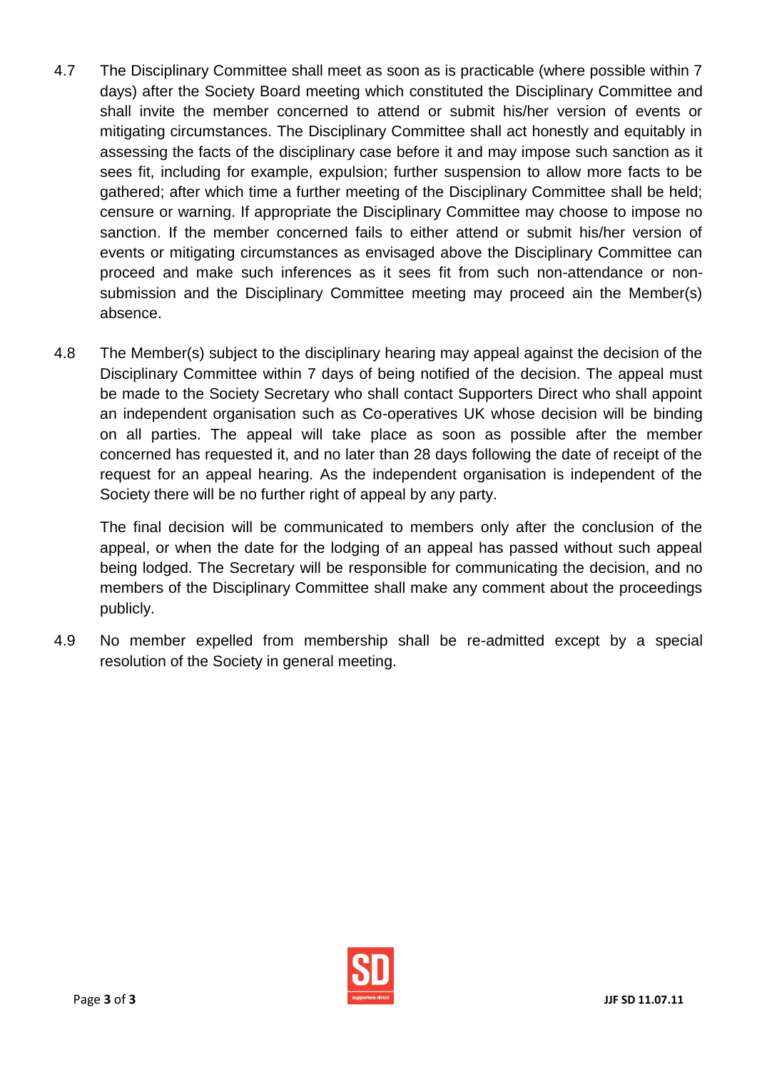4.7 The Disciplinary Committee shall meet as soon as is practicable (where possible within 7 days) after the Society Board meeting which constituted the Disciplinary Committee and shall invite the member concerned to attend or submit his/her version of events or mitigating circumstances. The Disciplinary Committee shall act honestly and equitably in assessing the facts of the disciplinary case before it and may impose such sanction as it sees fit, including for example, expulsion; further suspension to allow more facts to be gathered; after which time a further meeting of the Disciplinary Committee shall be held; censure or warning. If appropriate the Disciplinary Committee may choose to impose no sanction. If the member concerned fails to either attend or submit his/her version of events or mitigating circumstances as envisaged above the Disciplinary Committee can proceed and make such inferences as it sees fit from such non-attendance or non-submission and the Disciplinary Committee meeting may proceed ain the Member(s) absence.

4.8 The Member(s) subject to the disciplinary hearing may appeal against the decision of the Disciplinary Committee within 7 days of being notified of the decision. The appeal must be made to the Society Secretary who shall contact Supporters Direct who shall appoint an independent organisation such as Co-operatives UK whose decision will be binding on all parties. The appeal will take place as soon as possible after the member concerned has requested it, and no later than 28 days following the date of receipt of the request for an appeal hearing. As the independent organisation is independent of the Society there will be no further right of appeal by any party.

The final decision will be communicated to members only after the conclusion of the appeal, or when the date for the lodging of an appeal has passed without such appeal being lodged. The Secretary will be responsible for communicating the decision, and no members of the Disciplinary Committee shall make any comment about the proceedings publicly.

4.9 No member expelled from membership shall be re-admitted except by a special resolution of the Society in general meeting.